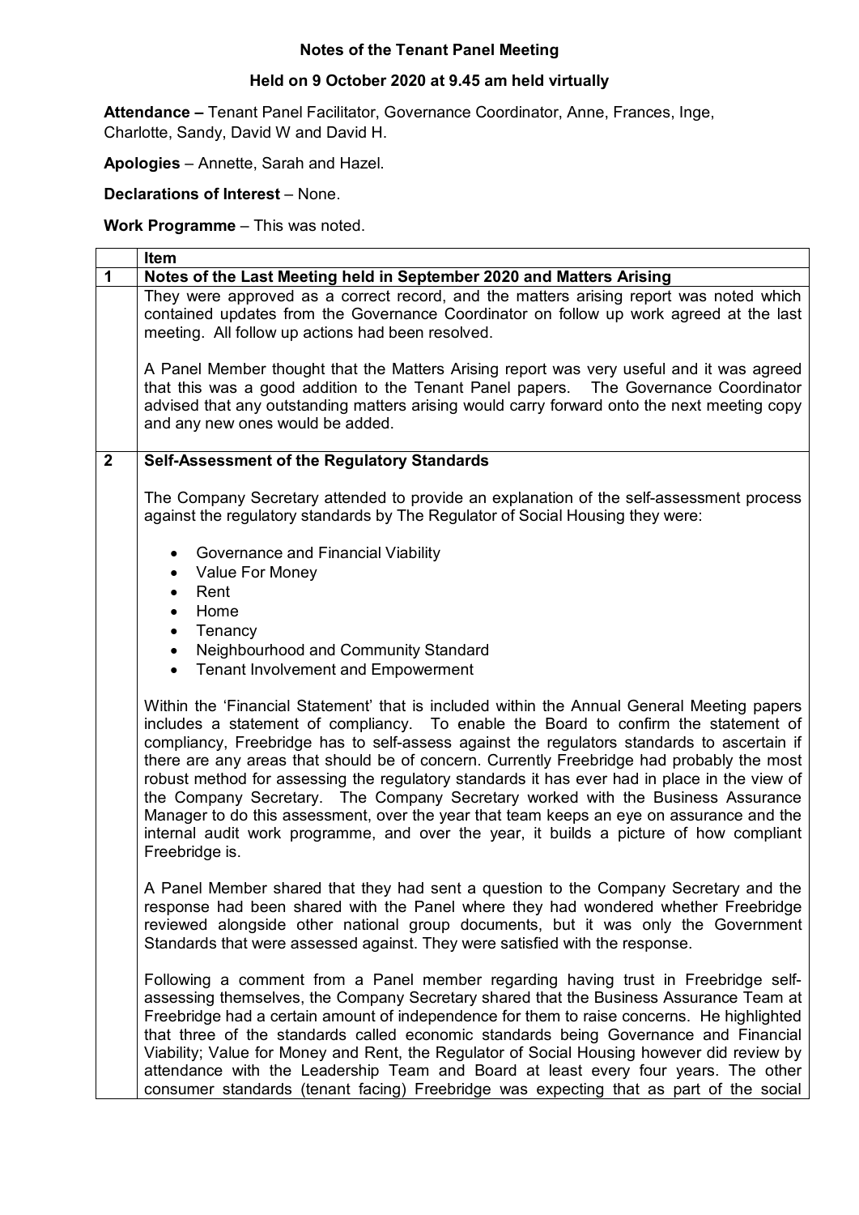# Notes of the Tenant Panel Meeting

## Held on 9 October 2020 at 9.45 am held virtually

**Attendance –** Tenant Panel Facilitator, Governance Coordinator, Anne, Frances, Inge, Charlotte, Sandy, David W and David H.

**Apologies** – Annette, Sarah and Hazel.

**Declarations of Interest** – None.

**Work Programme** – This was noted.

| | Item |
|---|---|
| **1** | **Notes of the Last Meeting held in September 2020 and Matters Arising** |
| | They were approved as a correct record, and the matters arising report was noted which contained updates from the Governance Coordinator on follow up work agreed at the last meeting. All follow up actions had been resolved.<br><br>A Panel Member thought that the Matters Arising report was very useful and it was agreed that this was a good addition to the Tenant Panel papers. The Governance Coordinator advised that any outstanding matters arising would carry forward onto the next meeting copy and any new ones would be added. |
| **2** | **Self-Assessment of the Regulatory Standards**<br><br>The Company Secretary attended to provide an explanation of the self-assessment process against the regulatory standards by The Regulator of Social Housing they were:<br><br>• Governance and Financial Viability<br>• Value For Money<br>• Rent<br>• Home<br>• Tenancy<br>• Neighbourhood and Community Standard<br>• Tenant Involvement and Empowerment<br><br>Within the 'Financial Statement' that is included within the Annual General Meeting papers includes a statement of compliancy. To enable the Board to confirm the statement of compliancy, Freebridge has to self-assess against the regulators standards to ascertain if there are any areas that should be of concern. Currently Freebridge had probably the most robust method for assessing the regulatory standards it has ever had in place in the view of the Company Secretary. The Company Secretary worked with the Business Assurance Manager to do this assessment, over the year that team keeps an eye on assurance and the internal audit work programme, and over the year, it builds a picture of how compliant Freebridge is.<br><br>A Panel Member shared that they had sent a question to the Company Secretary and the response had been shared with the Panel where they had wondered whether Freebridge reviewed alongside other national group documents, but it was only the Government Standards that were assessed against. They were satisfied with the response.<br><br>Following a comment from a Panel member regarding having trust in Freebridge self-assessing themselves, the Company Secretary shared that the Business Assurance Team at Freebridge had a certain amount of independence for them to raise concerns. He highlighted that three of the standards called economic standards being Governance and Financial Viability; Value for Money and Rent, the Regulator of Social Housing however did review by attendance with the Leadership Team and Board at least every four years. The other consumer standards (tenant facing) Freebridge was expecting that as part of the social |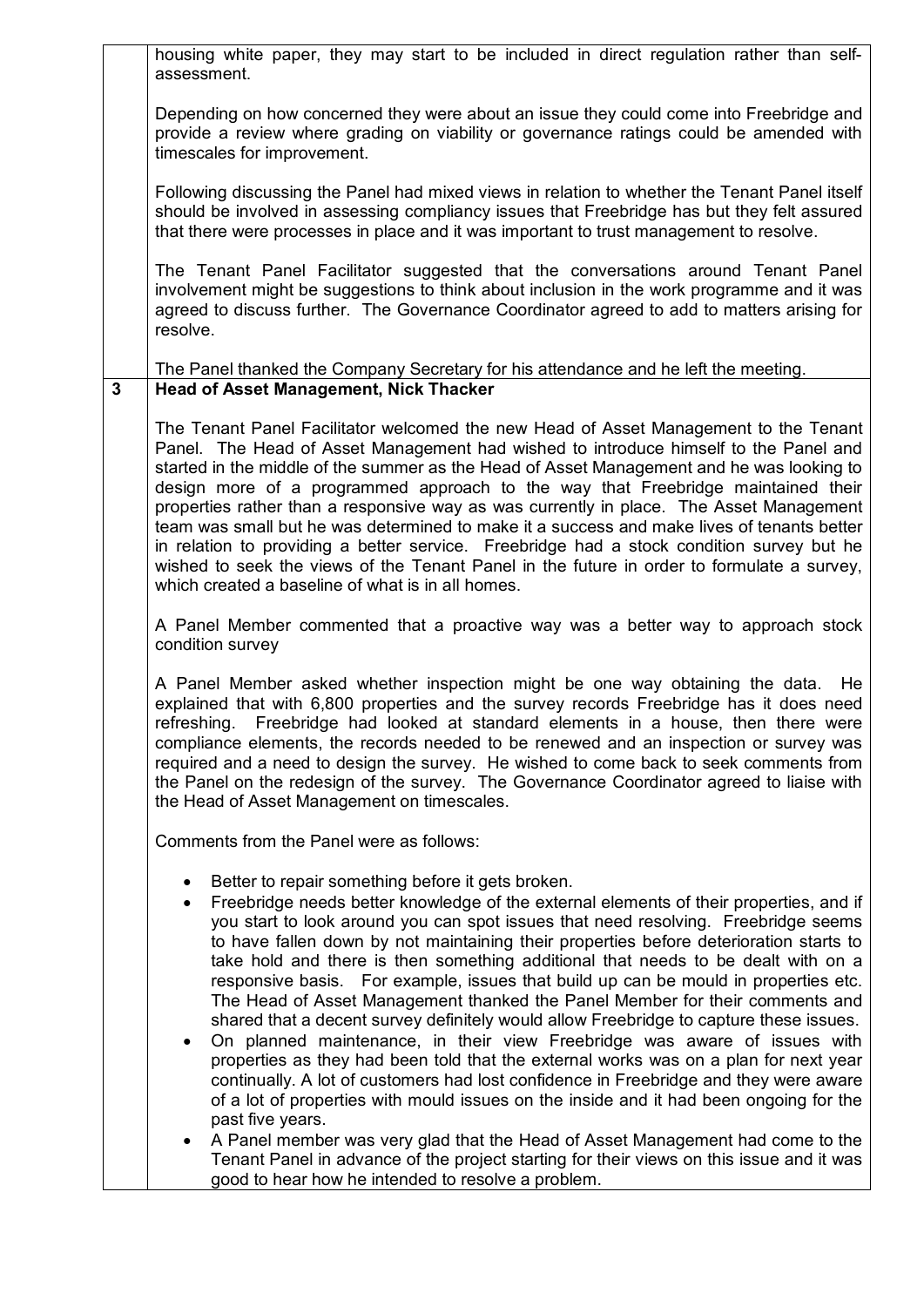housing white paper, they may start to be included in direct regulation rather than self-assessment.

Depending on how concerned they were about an issue they could come into Freebridge and provide a review where grading on viability or governance ratings could be amended with timescales for improvement.

Following discussing the Panel had mixed views in relation to whether the Tenant Panel itself should be involved in assessing compliancy issues that Freebridge has but they felt assured that there were processes in place and it was important to trust management to resolve.

The Tenant Panel Facilitator suggested that the conversations around Tenant Panel involvement might be suggestions to think about inclusion in the work programme and it was agreed to discuss further. The Governance Coordinator agreed to add to matters arising for resolve.

The Panel thanked the Company Secretary for his attendance and he left the meeting.

## 3 Head of Asset Management, Nick Thacker

The Tenant Panel Facilitator welcomed the new Head of Asset Management to the Tenant Panel. The Head of Asset Management had wished to introduce himself to the Panel and started in the middle of the summer as the Head of Asset Management and he was looking to design more of a programmed approach to the way that Freebridge maintained their properties rather than a responsive way as was currently in place. The Asset Management team was small but he was determined to make it a success and make lives of tenants better in relation to providing a better service. Freebridge had a stock condition survey but he wished to seek the views of the Tenant Panel in the future in order to formulate a survey, which created a baseline of what is in all homes.

A Panel Member commented that a proactive way was a better way to approach stock condition survey

A Panel Member asked whether inspection might be one way obtaining the data. He explained that with 6,800 properties and the survey records Freebridge has it does need refreshing. Freebridge had looked at standard elements in a house, then there were compliance elements, the records needed to be renewed and an inspection or survey was required and a need to design the survey. He wished to come back to seek comments from the Panel on the redesign of the survey. The Governance Coordinator agreed to liaise with the Head of Asset Management on timescales.

Comments from the Panel were as follows:

- Better to repair something before it gets broken.
- Freebridge needs better knowledge of the external elements of their properties, and if you start to look around you can spot issues that need resolving. Freebridge seems to have fallen down by not maintaining their properties before deterioration starts to take hold and there is then something additional that needs to be dealt with on a responsive basis. For example, issues that build up can be mould in properties etc. The Head of Asset Management thanked the Panel Member for their comments and shared that a decent survey definitely would allow Freebridge to capture these issues.
- On planned maintenance, in their view Freebridge was aware of issues with properties as they had been told that the external works was on a plan for next year continually. A lot of customers had lost confidence in Freebridge and they were aware of a lot of properties with mould issues on the inside and it had been ongoing for the past five years.
- A Panel member was very glad that the Head of Asset Management had come to the Tenant Panel in advance of the project starting for their views on this issue and it was good to hear how he intended to resolve a problem.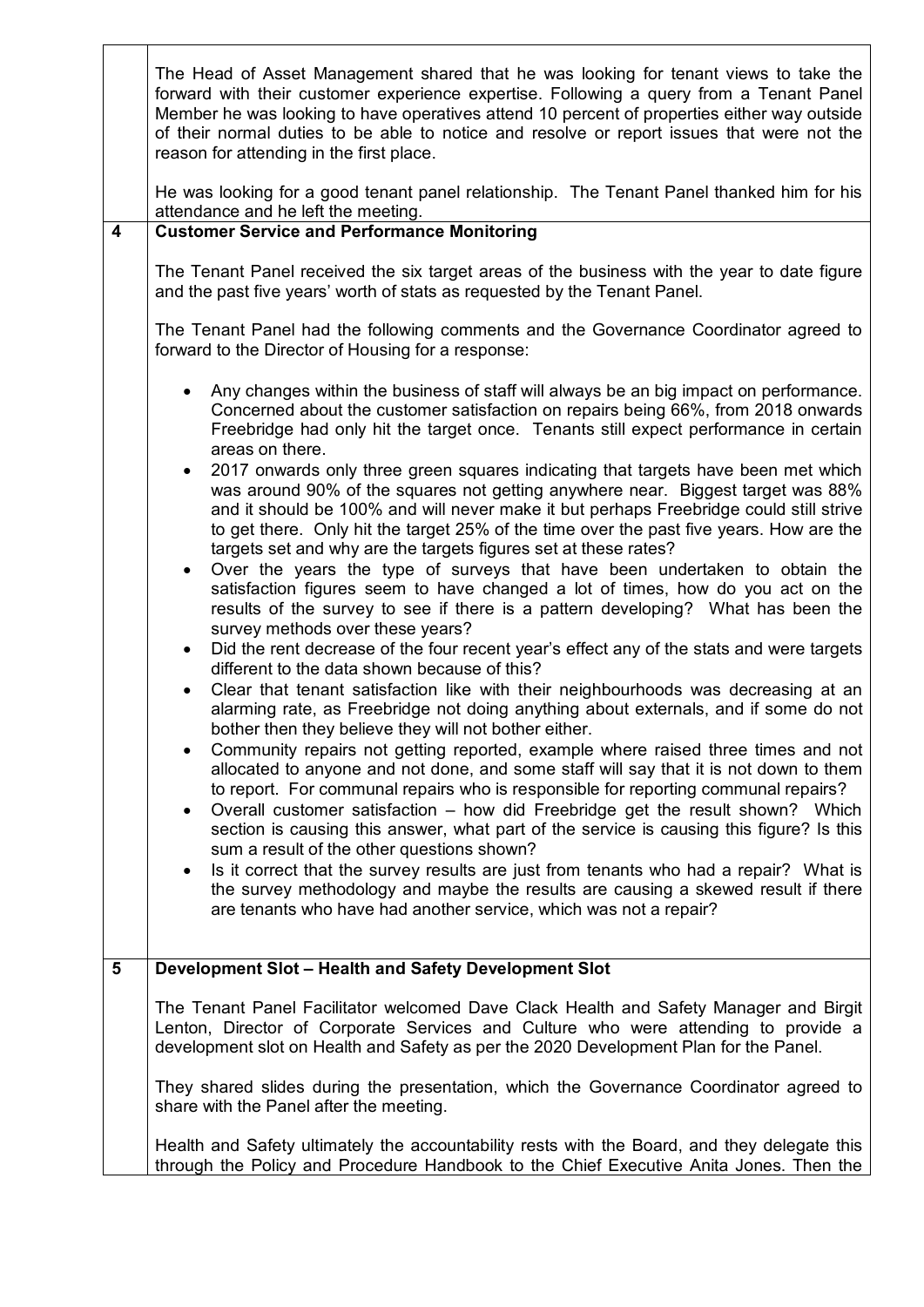The Head of Asset Management shared that he was looking for tenant views to take the forward with their customer experience expertise. Following a query from a Tenant Panel Member he was looking to have operatives attend 10 percent of properties either way outside of their normal duties to be able to notice and resolve or report issues that were not the reason for attending in the first place.

He was looking for a good tenant panel relationship. The Tenant Panel thanked him for his attendance and he left the meeting.

## 4 Customer Service and Performance Monitoring

The Tenant Panel received the six target areas of the business with the year to date figure and the past five years' worth of stats as requested by the Tenant Panel.

The Tenant Panel had the following comments and the Governance Coordinator agreed to forward to the Director of Housing for a response:

- Any changes within the business of staff will always be an big impact on performance. Concerned about the customer satisfaction on repairs being 66%, from 2018 onwards Freebridge had only hit the target once. Tenants still expect performance in certain areas on there.
- 2017 onwards only three green squares indicating that targets have been met which was around 90% of the squares not getting anywhere near. Biggest target was 88% and it should be 100% and will never make it but perhaps Freebridge could still strive to get there. Only hit the target 25% of the time over the past five years. How are the targets set and why are the targets figures set at these rates?
- Over the years the type of surveys that have been undertaken to obtain the satisfaction figures seem to have changed a lot of times, how do you act on the results of the survey to see if there is a pattern developing? What has been the survey methods over these years?
- Did the rent decrease of the four recent year's effect any of the stats and were targets different to the data shown because of this?
- Clear that tenant satisfaction like with their neighbourhoods was decreasing at an alarming rate, as Freebridge not doing anything about externals, and if some do not bother then they believe they will not bother either.
- Community repairs not getting reported, example where raised three times and not allocated to anyone and not done, and some staff will say that it is not down to them to report. For communal repairs who is responsible for reporting communal repairs?
- Overall customer satisfaction – how did Freebridge get the result shown? Which section is causing this answer, what part of the service is causing this figure? Is this sum a result of the other questions shown?
- Is it correct that the survey results are just from tenants who had a repair? What is the survey methodology and maybe the results are causing a skewed result if there are tenants who have had another service, which was not a repair?

## 5 Development Slot – Health and Safety Development Slot

The Tenant Panel Facilitator welcomed Dave Clack Health and Safety Manager and Birgit Lenton, Director of Corporate Services and Culture who were attending to provide a development slot on Health and Safety as per the 2020 Development Plan for the Panel.

They shared slides during the presentation, which the Governance Coordinator agreed to share with the Panel after the meeting.

Health and Safety ultimately the accountability rests with the Board, and they delegate this through the Policy and Procedure Handbook to the Chief Executive Anita Jones. Then the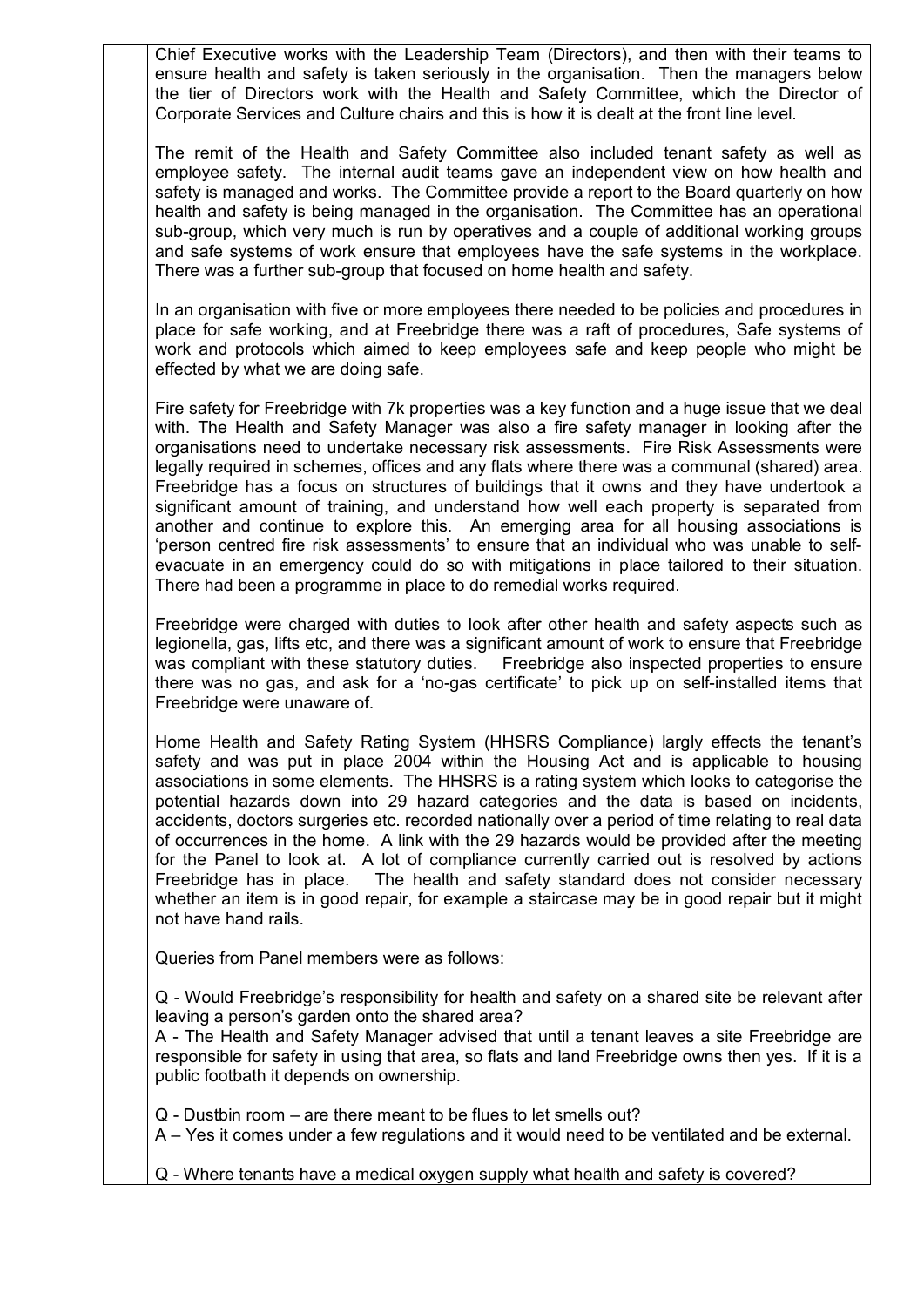Chief Executive works with the Leadership Team (Directors), and then with their teams to ensure health and safety is taken seriously in the organisation. Then the managers below the tier of Directors work with the Health and Safety Committee, which the Director of Corporate Services and Culture chairs and this is how it is dealt at the front line level.

The remit of the Health and Safety Committee also included tenant safety as well as employee safety. The internal audit teams gave an independent view on how health and safety is managed and works. The Committee provide a report to the Board quarterly on how health and safety is being managed in the organisation. The Committee has an operational sub-group, which very much is run by operatives and a couple of additional working groups and safe systems of work ensure that employees have the safe systems in the workplace. There was a further sub-group that focused on home health and safety.

In an organisation with five or more employees there needed to be policies and procedures in place for safe working, and at Freebridge there was a raft of procedures, Safe systems of work and protocols which aimed to keep employees safe and keep people who might be effected by what we are doing safe.

Fire safety for Freebridge with 7k properties was a key function and a huge issue that we deal with. The Health and Safety Manager was also a fire safety manager in looking after the organisations need to undertake necessary risk assessments. Fire Risk Assessments were legally required in schemes, offices and any flats where there was a communal (shared) area. Freebridge has a focus on structures of buildings that it owns and they have undertook a significant amount of training, and understand how well each property is separated from another and continue to explore this. An emerging area for all housing associations is 'person centred fire risk assessments' to ensure that an individual who was unable to self-evacuate in an emergency could do so with mitigations in place tailored to their situation. There had been a programme in place to do remedial works required.

Freebridge were charged with duties to look after other health and safety aspects such as legionella, gas, lifts etc, and there was a significant amount of work to ensure that Freebridge was compliant with these statutory duties. Freebridge also inspected properties to ensure there was no gas, and ask for a 'no-gas certificate' to pick up on self-installed items that Freebridge were unaware of.

Home Health and Safety Rating System (HHSRS Compliance) largly effects the tenant's safety and was put in place 2004 within the Housing Act and is applicable to housing associations in some elements. The HHSRS is a rating system which looks to categorise the potential hazards down into 29 hazard categories and the data is based on incidents, accidents, doctors surgeries etc. recorded nationally over a period of time relating to real data of occurrences in the home. A link with the 29 hazards would be provided after the meeting for the Panel to look at. A lot of compliance currently carried out is resolved by actions Freebridge has in place. The health and safety standard does not consider necessary whether an item is in good repair, for example a staircase may be in good repair but it might not have hand rails.

Queries from Panel members were as follows:

Q - Would Freebridge's responsibility for health and safety on a shared site be relevant after leaving a person's garden onto the shared area?
A - The Health and Safety Manager advised that until a tenant leaves a site Freebridge are responsible for safety in using that area, so flats and land Freebridge owns then yes. If it is a public footbath it depends on ownership.

Q - Dustbin room – are there meant to be flues to let smells out?
A – Yes it comes under a few regulations and it would need to be ventilated and be external.

Q - Where tenants have a medical oxygen supply what health and safety is covered?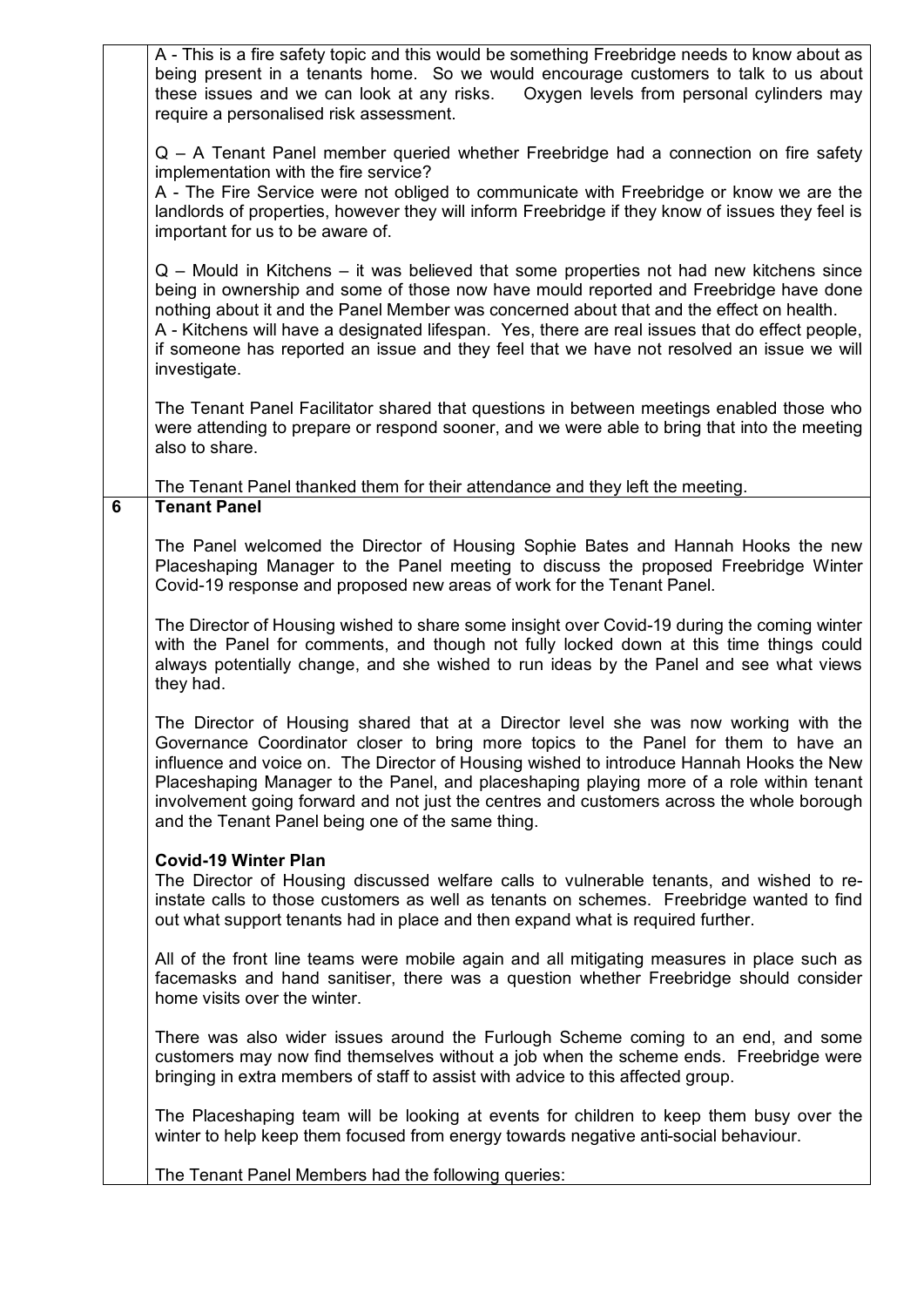| | |
|---|---|
| | A - This is a fire safety topic and this would be something Freebridge needs to know about as being present in a tenants home. So we would encourage customers to talk to us about these issues and we can look at any risks. Oxygen levels from personal cylinders may require a personalised risk assessment.<br><br>Q – A Tenant Panel member queried whether Freebridge had a connection on fire safety implementation with the fire service?<br>A - The Fire Service were not obliged to communicate with Freebridge or know we are the landlords of properties, however they will inform Freebridge if they know of issues they feel is important for us to be aware of.<br><br>Q – Mould in Kitchens – it was believed that some properties not had new kitchens since being in ownership and some of those now have mould reported and Freebridge have done nothing about it and the Panel Member was concerned about that and the effect on health.<br>A - Kitchens will have a designated lifespan. Yes, there are real issues that do effect people, if someone has reported an issue and they feel that we have not resolved an issue we will investigate.<br><br>The Tenant Panel Facilitator shared that questions in between meetings enabled those who were attending to prepare or respond sooner, and we were able to bring that into the meeting also to share.<br><br>The Tenant Panel thanked them for their attendance and they left the meeting. |
| **6** | **Tenant Panel**<br><br>The Panel welcomed the Director of Housing Sophie Bates and Hannah Hooks the new Placeshaping Manager to the Panel meeting to discuss the proposed Freebridge Winter Covid-19 response and proposed new areas of work for the Tenant Panel.<br><br>The Director of Housing wished to share some insight over Covid-19 during the coming winter with the Panel for comments, and though not fully locked down at this time things could always potentially change, and she wished to run ideas by the Panel and see what views they had.<br><br>The Director of Housing shared that at a Director level she was now working with the Governance Coordinator closer to bring more topics to the Panel for them to have an influence and voice on. The Director of Housing wished to introduce Hannah Hooks the New Placeshaping Manager to the Panel, and placeshaping playing more of a role within tenant involvement going forward and not just the centres and customers across the whole borough and the Tenant Panel being one of the same thing.<br><br>**Covid-19 Winter Plan**<br>The Director of Housing discussed welfare calls to vulnerable tenants, and wished to re-instate calls to those customers as well as tenants on schemes. Freebridge wanted to find out what support tenants had in place and then expand what is required further.<br><br>All of the front line teams were mobile again and all mitigating measures in place such as facemasks and hand sanitiser, there was a question whether Freebridge should consider home visits over the winter.<br><br>There was also wider issues around the Furlough Scheme coming to an end, and some customers may now find themselves without a job when the scheme ends. Freebridge were bringing in extra members of staff to assist with advice to this affected group.<br><br>The Placeshaping team will be looking at events for children to keep them busy over the winter to help keep them focused from energy towards negative anti-social behaviour.<br><br>The Tenant Panel Members had the following queries: |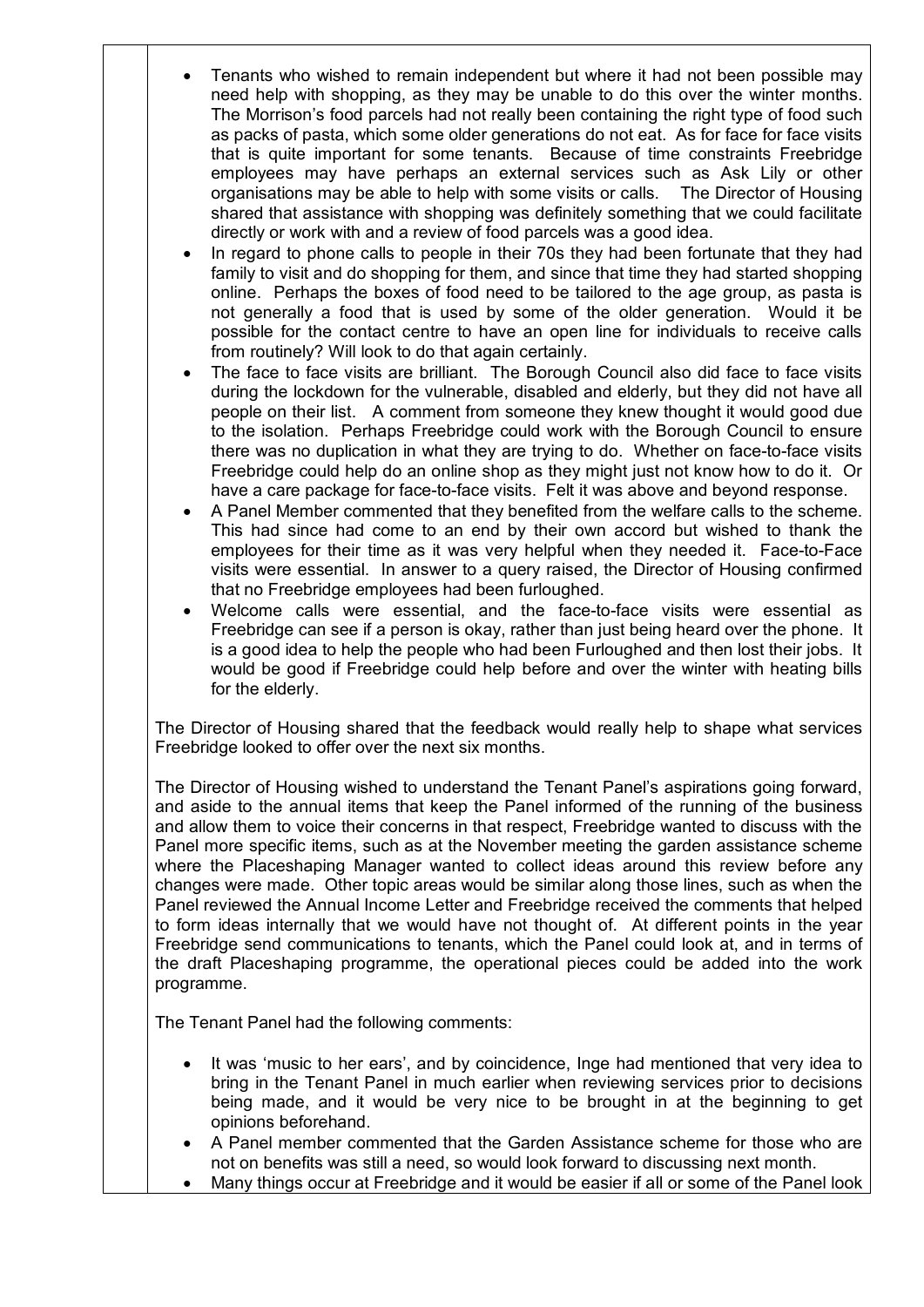- Tenants who wished to remain independent but where it had not been possible may need help with shopping, as they may be unable to do this over the winter months. The Morrison's food parcels had not really been containing the right type of food such as packs of pasta, which some older generations do not eat. As for face for face visits that is quite important for some tenants. Because of time constraints Freebridge employees may have perhaps an external services such as Ask Lily or other organisations may be able to help with some visits or calls. The Director of Housing shared that assistance with shopping was definitely something that we could facilitate directly or work with and a review of food parcels was a good idea.
- In regard to phone calls to people in their 70s they had been fortunate that they had family to visit and do shopping for them, and since that time they had started shopping online. Perhaps the boxes of food need to be tailored to the age group, as pasta is not generally a food that is used by some of the older generation. Would it be possible for the contact centre to have an open line for individuals to receive calls from routinely? Will look to do that again certainly.
- The face to face visits are brilliant. The Borough Council also did face to face visits during the lockdown for the vulnerable, disabled and elderly, but they did not have all people on their list. A comment from someone they knew thought it would good due to the isolation. Perhaps Freebridge could work with the Borough Council to ensure there was no duplication in what they are trying to do. Whether on face-to-face visits Freebridge could help do an online shop as they might just not know how to do it. Or have a care package for face-to-face visits. Felt it was above and beyond response.
- A Panel Member commented that they benefited from the welfare calls to the scheme. This had since had come to an end by their own accord but wished to thank the employees for their time as it was very helpful when they needed it. Face-to-Face visits were essential. In answer to a query raised, the Director of Housing confirmed that no Freebridge employees had been furloughed.
- Welcome calls were essential, and the face-to-face visits were essential as Freebridge can see if a person is okay, rather than just being heard over the phone. It is a good idea to help the people who had been Furloughed and then lost their jobs. It would be good if Freebridge could help before and over the winter with heating bills for the elderly.

The Director of Housing shared that the feedback would really help to shape what services Freebridge looked to offer over the next six months.

The Director of Housing wished to understand the Tenant Panel's aspirations going forward, and aside to the annual items that keep the Panel informed of the running of the business and allow them to voice their concerns in that respect, Freebridge wanted to discuss with the Panel more specific items, such as at the November meeting the garden assistance scheme where the Placeshaping Manager wanted to collect ideas around this review before any changes were made. Other topic areas would be similar along those lines, such as when the Panel reviewed the Annual Income Letter and Freebridge received the comments that helped to form ideas internally that we would have not thought of. At different points in the year Freebridge send communications to tenants, which the Panel could look at, and in terms of the draft Placeshaping programme, the operational pieces could be added into the work programme.

The Tenant Panel had the following comments:

- It was 'music to her ears', and by coincidence, Inge had mentioned that very idea to bring in the Tenant Panel in much earlier when reviewing services prior to decisions being made, and it would be very nice to be brought in at the beginning to get opinions beforehand.
- A Panel member commented that the Garden Assistance scheme for those who are not on benefits was still a need, so would look forward to discussing next month.
- Many things occur at Freebridge and it would be easier if all or some of the Panel look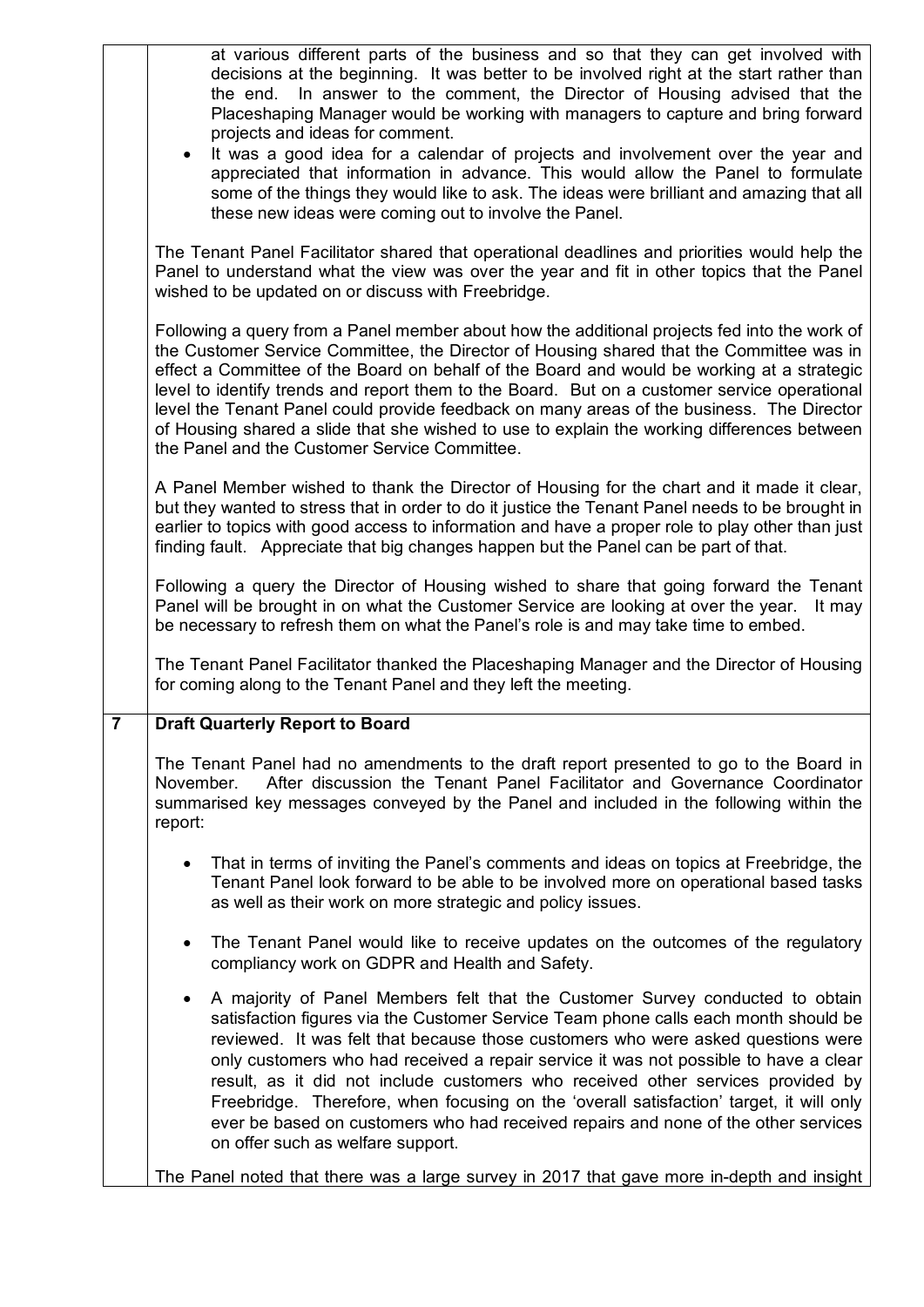at various different parts of the business and so that they can get involved with decisions at the beginning. It was better to be involved right at the start rather than the end. In answer to the comment, the Director of Housing advised that the Placeshaping Manager would be working with managers to capture and bring forward projects and ideas for comment.

- It was a good idea for a calendar of projects and involvement over the year and appreciated that information in advance. This would allow the Panel to formulate some of the things they would like to ask. The ideas were brilliant and amazing that all these new ideas were coming out to involve the Panel.

The Tenant Panel Facilitator shared that operational deadlines and priorities would help the Panel to understand what the view was over the year and fit in other topics that the Panel wished to be updated on or discuss with Freebridge.

Following a query from a Panel member about how the additional projects fed into the work of the Customer Service Committee, the Director of Housing shared that the Committee was in effect a Committee of the Board on behalf of the Board and would be working at a strategic level to identify trends and report them to the Board. But on a customer service operational level the Tenant Panel could provide feedback on many areas of the business. The Director of Housing shared a slide that she wished to use to explain the working differences between the Panel and the Customer Service Committee.

A Panel Member wished to thank the Director of Housing for the chart and it made it clear, but they wanted to stress that in order to do it justice the Tenant Panel needs to be brought in earlier to topics with good access to information and have a proper role to play other than just finding fault. Appreciate that big changes happen but the Panel can be part of that.

Following a query the Director of Housing wished to share that going forward the Tenant Panel will be brought in on what the Customer Service are looking at over the year. It may be necessary to refresh them on what the Panel's role is and may take time to embed.

The Tenant Panel Facilitator thanked the Placeshaping Manager and the Director of Housing for coming along to the Tenant Panel and they left the meeting.

## 7 Draft Quarterly Report to Board

The Tenant Panel had no amendments to the draft report presented to go to the Board in November. After discussion the Tenant Panel Facilitator and Governance Coordinator summarised key messages conveyed by the Panel and included in the following within the report:

- That in terms of inviting the Panel's comments and ideas on topics at Freebridge, the Tenant Panel look forward to be able to be involved more on operational based tasks as well as their work on more strategic and policy issues.
- The Tenant Panel would like to receive updates on the outcomes of the regulatory compliancy work on GDPR and Health and Safety.
- A majority of Panel Members felt that the Customer Survey conducted to obtain satisfaction figures via the Customer Service Team phone calls each month should be reviewed. It was felt that because those customers who were asked questions were only customers who had received a repair service it was not possible to have a clear result, as it did not include customers who received other services provided by Freebridge. Therefore, when focusing on the 'overall satisfaction' target, it will only ever be based on customers who had received repairs and none of the other services on offer such as welfare support.

The Panel noted that there was a large survey in 2017 that gave more in-depth and insight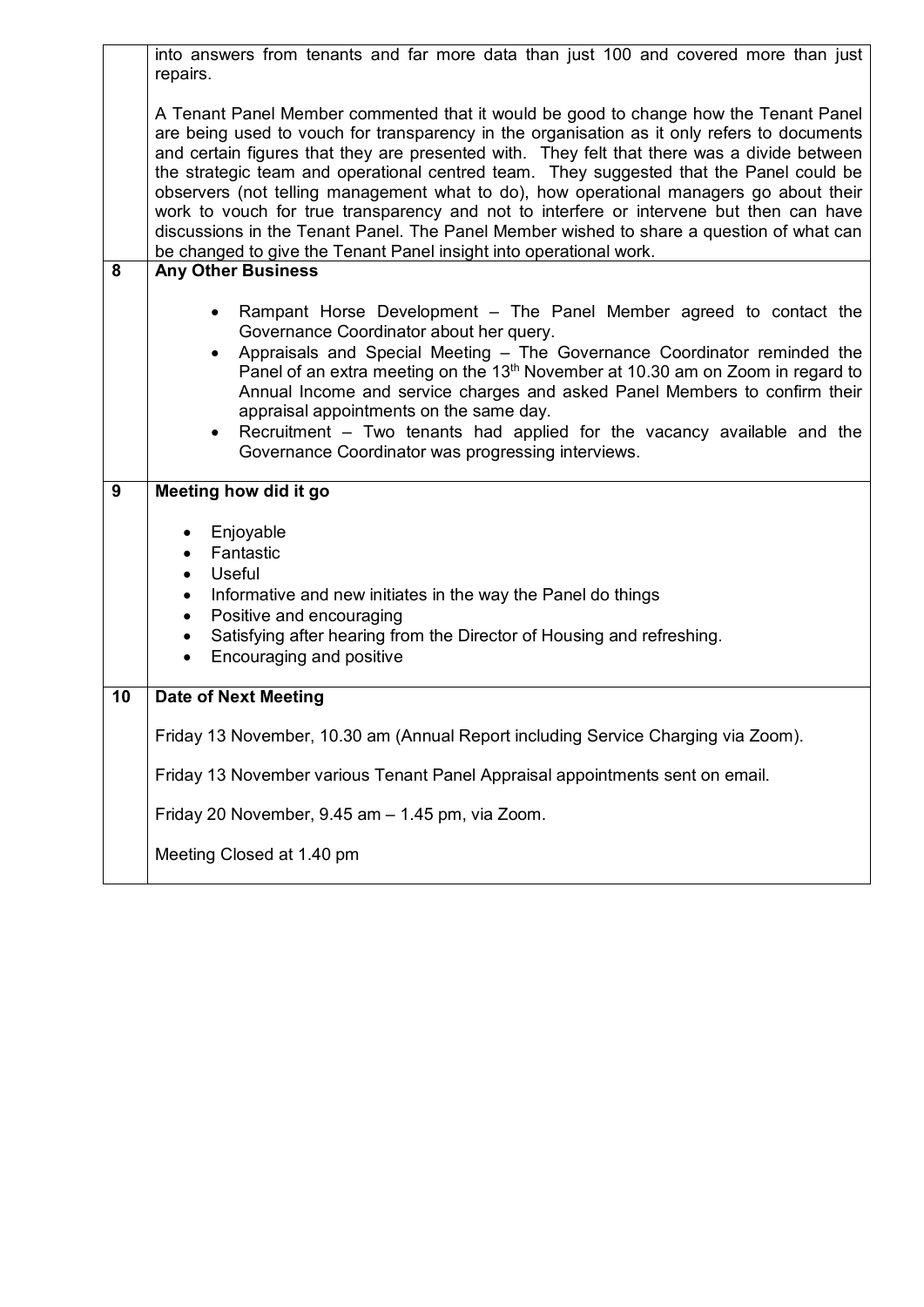| | |
|---|---|
| | into answers from tenants and far more data than just 100 and covered more than just repairs.<br><br>A Tenant Panel Member commented that it would be good to change how the Tenant Panel are being used to vouch for transparency in the organisation as it only refers to documents and certain figures that they are presented with. They felt that there was a divide between the strategic team and operational centred team. They suggested that the Panel could be observers (not telling management what to do), how operational managers go about their work to vouch for true transparency and not to interfere or intervene but then can have discussions in the Tenant Panel. The Panel Member wished to share a question of what can be changed to give the Tenant Panel insight into operational work. |
| **8** | **Any Other Business**<br><br>• Rampant Horse Development – The Panel Member agreed to contact the Governance Coordinator about her query.<br>• Appraisals and Special Meeting – The Governance Coordinator reminded the Panel of an extra meeting on the 13th November at 10.30 am on Zoom in regard to Annual Income and service charges and asked Panel Members to confirm their appraisal appointments on the same day.<br>• Recruitment – Two tenants had applied for the vacancy available and the Governance Coordinator was progressing interviews. |
| **9** | **Meeting how did it go**<br><br>• Enjoyable<br>• Fantastic<br>• Useful<br>• Informative and new initiates in the way the Panel do things<br>• Positive and encouraging<br>• Satisfying after hearing from the Director of Housing and refreshing.<br>• Encouraging and positive |
| **10** | **Date of Next Meeting**<br><br>Friday 13 November, 10.30 am (Annual Report including Service Charging via Zoom).<br><br>Friday 13 November various Tenant Panel Appraisal appointments sent on email.<br><br>Friday 20 November, 9.45 am – 1.45 pm, via Zoom.<br><br>Meeting Closed at 1.40 pm |